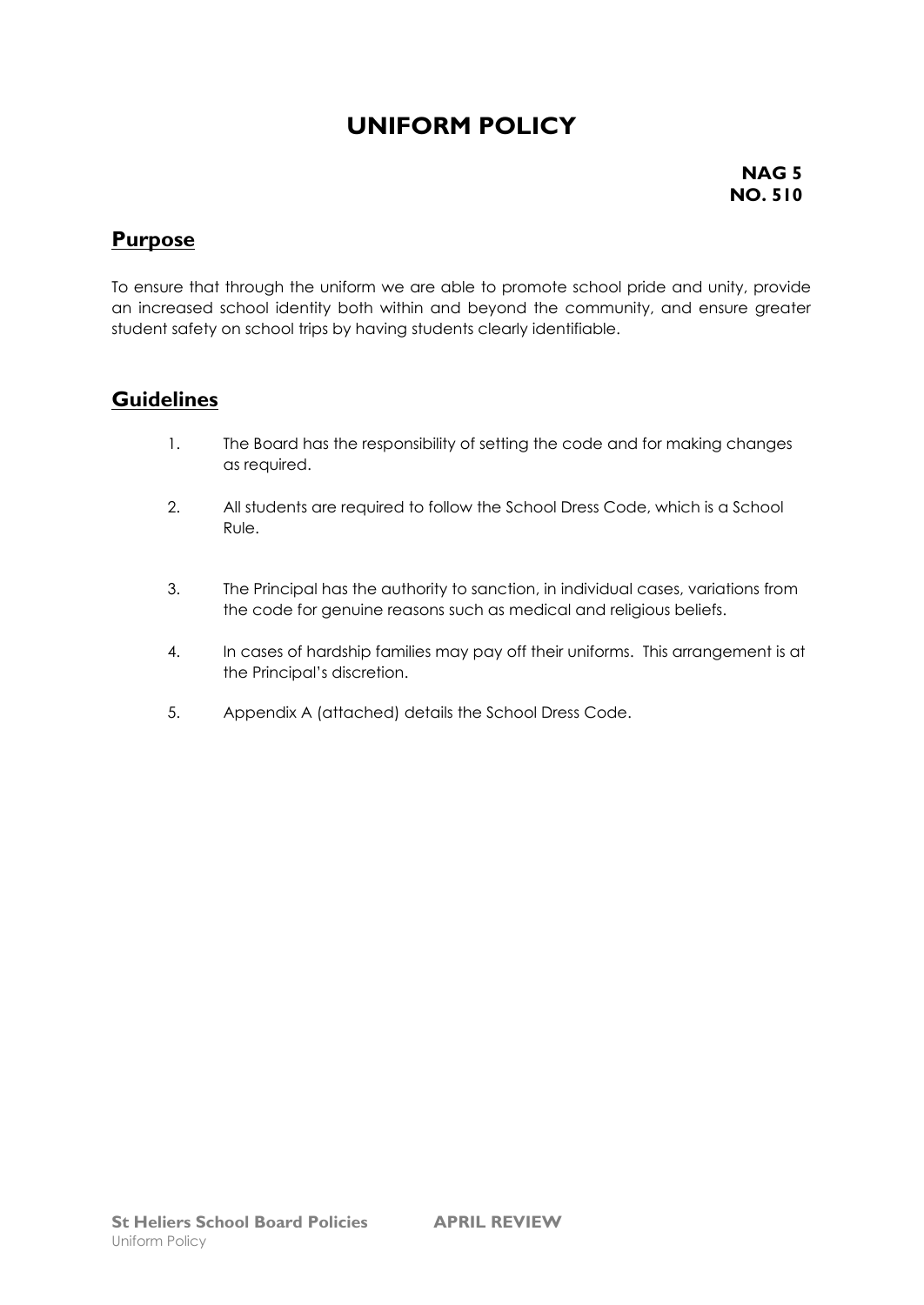# UNIFORM POLICY

**NAG 5**
**NO. 510**

## Purpose

To ensure that through the uniform we are able to promote school pride and unity, provide an increased school identity both within and beyond the community, and ensure greater student safety on school trips by having students clearly identifiable.

## Guidelines

1. The Board has the responsibility of setting the code and for making changes as required.
2. All students are required to follow the School Dress Code, which is a School Rule.
3. The Principal has the authority to sanction, in individual cases, variations from the code for genuine reasons such as medical and religious beliefs.
4. In cases of hardship families may pay off their uniforms. This arrangement is at the Principal's discretion.
5. Appendix A (attached) details the School Dress Code.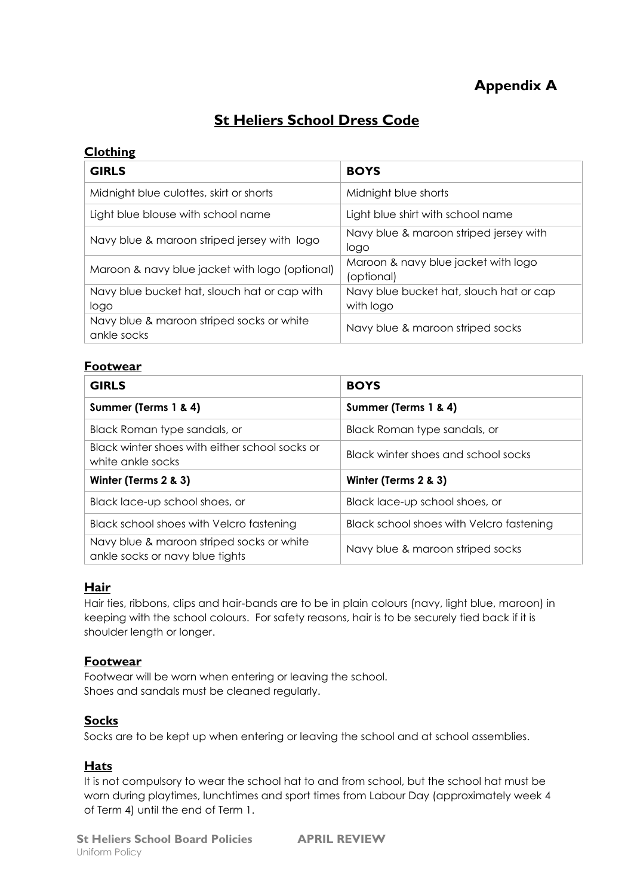# Appendix A

## St Heliers School Dress Code

### Clothing

| GIRLS | BOYS |
|---|---|
| Midnight blue culottes, skirt or shorts | Midnight blue shorts |
| Light blue blouse with school name | Light blue shirt with school name |
| Navy blue & maroon striped jersey with logo | Navy blue & maroon striped jersey with logo |
| Maroon & navy blue jacket with logo (optional) | Maroon & navy blue jacket with logo (optional) |
| Navy blue bucket hat, slouch hat or cap with logo | Navy blue bucket hat, slouch hat or cap with logo |
| Navy blue & maroon striped socks or white ankle socks | Navy blue & maroon striped socks |

### Footwear

| GIRLS | BOYS |
|---|---|
| **Summer (Terms 1 & 4)** | **Summer (Terms 1 & 4)** |
| Black Roman type sandals, or | Black Roman type sandals, or |
| Black winter shoes with either school socks or white ankle socks | Black winter shoes and school socks |
| **Winter (Terms 2 & 3)** | **Winter (Terms 2 & 3)** |
| Black lace-up school shoes, or | Black lace-up school shoes, or |
| Black school shoes with Velcro fastening | Black school shoes with Velcro fastening |
| Navy blue & maroon striped socks or white ankle socks or navy blue tights | Navy blue & maroon striped socks |

### Hair

Hair ties, ribbons, clips and hair-bands are to be in plain colours (navy, light blue, maroon) in keeping with the school colours. For safety reasons, hair is to be securely tied back if it is shoulder length or longer.

### Footwear

Footwear will be worn when entering or leaving the school.
Shoes and sandals must be cleaned regularly.

### Socks

Socks are to be kept up when entering or leaving the school and at school assemblies.

### Hats

It is not compulsory to wear the school hat to and from school, but the school hat must be worn during playtimes, lunchtimes and sport times from Labour Day (approximately week 4 of Term 4) until the end of Term 1.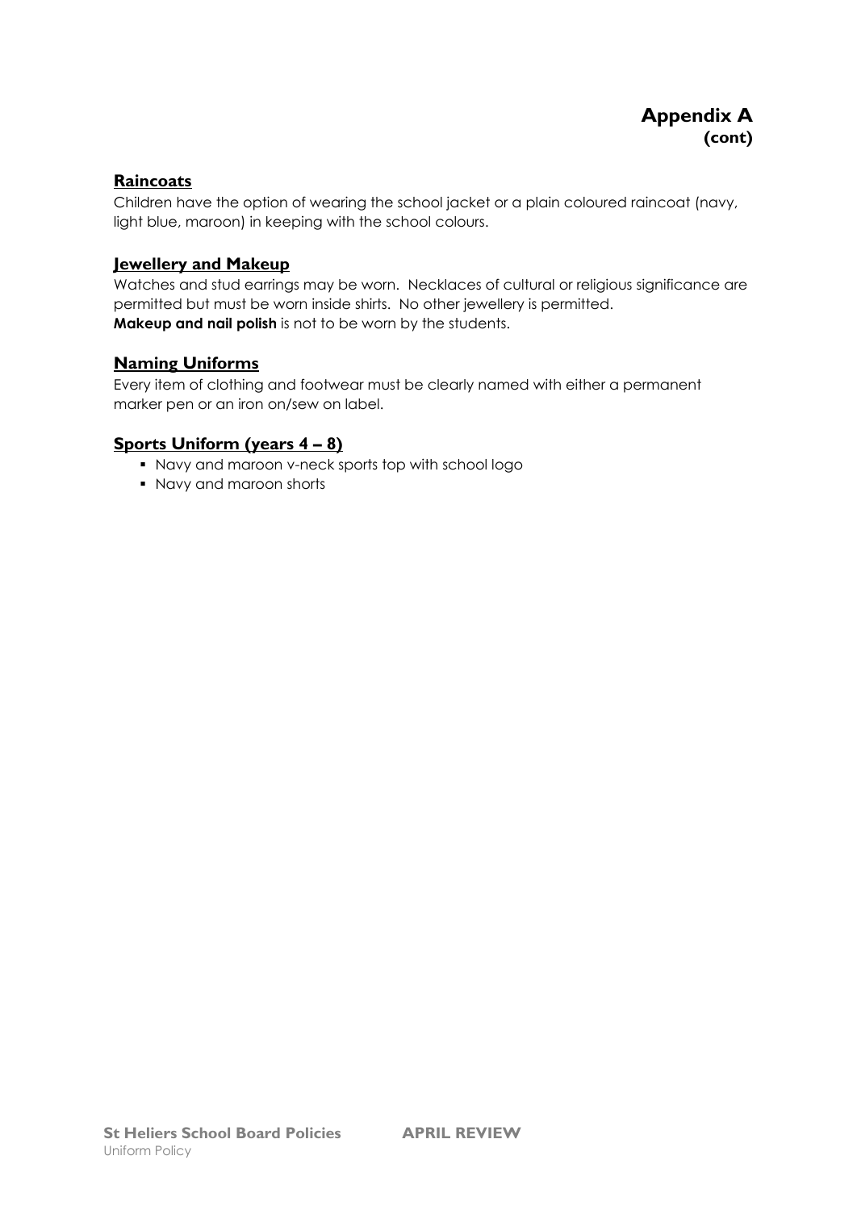# Appendix A
**(cont)**

## Raincoats

Children have the option of wearing the school jacket or a plain coloured raincoat (navy, light blue, maroon) in keeping with the school colours.

## Jewellery and Makeup

Watches and stud earrings may be worn. Necklaces of cultural or religious significance are permitted but must be worn inside shirts. No other jewellery is permitted.
**Makeup and nail polish** is not to be worn by the students.

## Naming Uniforms

Every item of clothing and footwear must be clearly named with either a permanent marker pen or an iron on/sew on label.

## Sports Uniform (years 4 – 8)

- Navy and maroon v-neck sports top with school logo
- Navy and maroon shorts